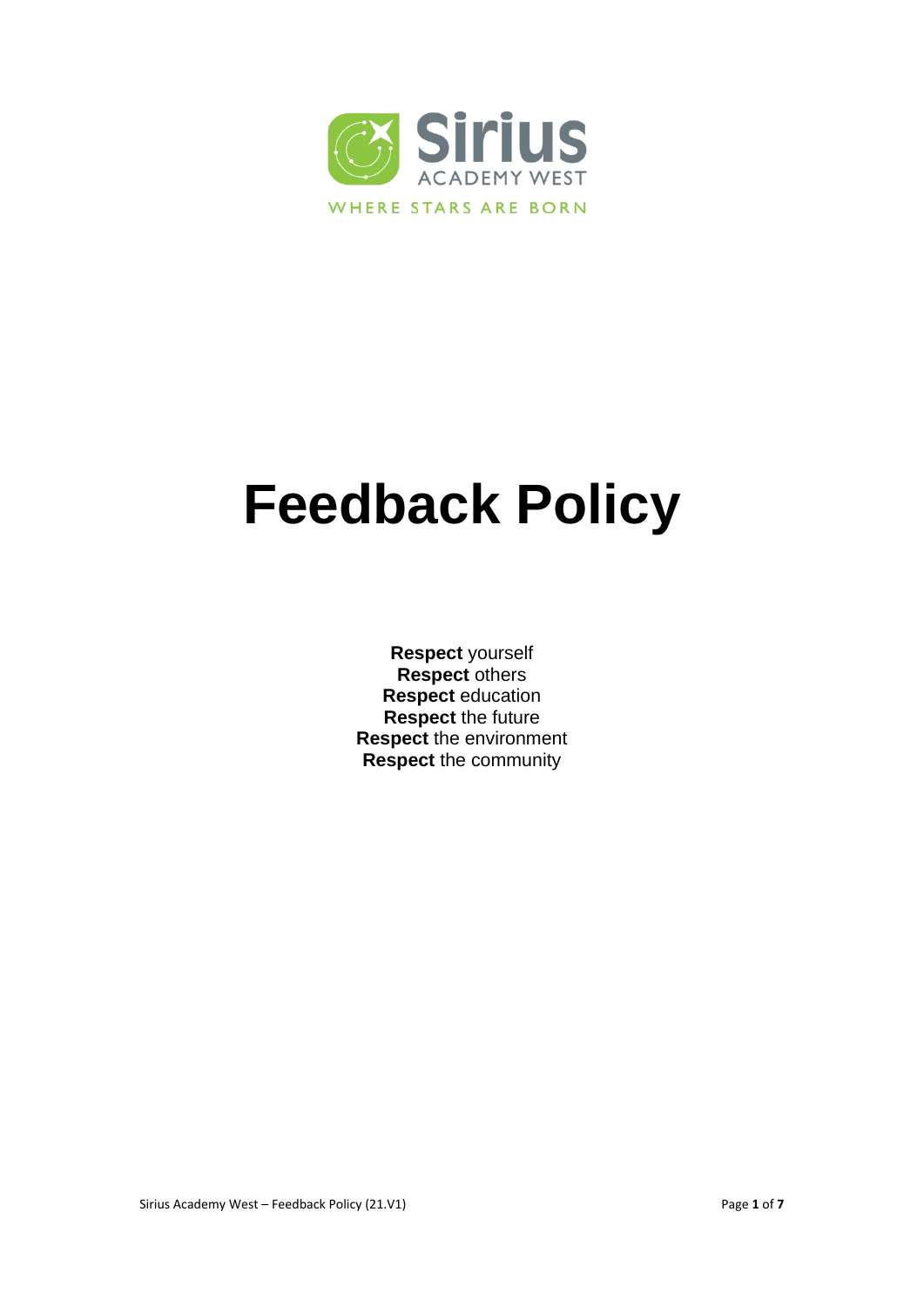# Feedback Policy

**Respect** yourself
**Respect** others
**Respect** education
**Respect** the future
**Respect** the environment
**Respect** the community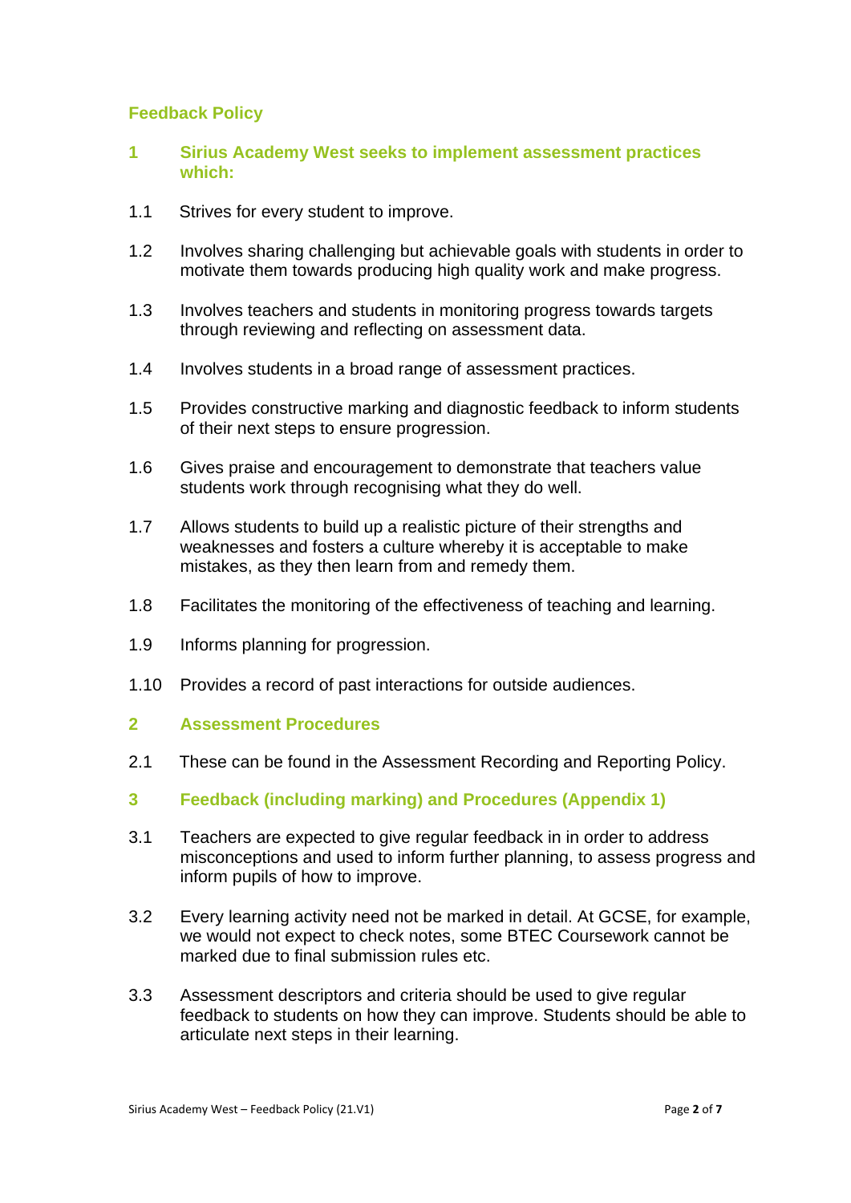# Feedback Policy

## 1 Sirius Academy West seeks to implement assessment practices which:

1.1 Strives for every student to improve.

1.2 Involves sharing challenging but achievable goals with students in order to motivate them towards producing high quality work and make progress.

1.3 Involves teachers and students in monitoring progress towards targets through reviewing and reflecting on assessment data.

1.4 Involves students in a broad range of assessment practices.

1.5 Provides constructive marking and diagnostic feedback to inform students of their next steps to ensure progression.

1.6 Gives praise and encouragement to demonstrate that teachers value students work through recognising what they do well.

1.7 Allows students to build up a realistic picture of their strengths and weaknesses and fosters a culture whereby it is acceptable to make mistakes, as they then learn from and remedy them.

1.8 Facilitates the monitoring of the effectiveness of teaching and learning.

1.9 Informs planning for progression.

1.10 Provides a record of past interactions for outside audiences.

## 2 Assessment Procedures

2.1 These can be found in the Assessment Recording and Reporting Policy.

## 3 Feedback (including marking) and Procedures (Appendix 1)

3.1 Teachers are expected to give regular feedback in in order to address misconceptions and used to inform further planning, to assess progress and inform pupils of how to improve.

3.2 Every learning activity need not be marked in detail. At GCSE, for example, we would not expect to check notes, some BTEC Coursework cannot be marked due to final submission rules etc.

3.3 Assessment descriptors and criteria should be used to give regular feedback to students on how they can improve. Students should be able to articulate next steps in their learning.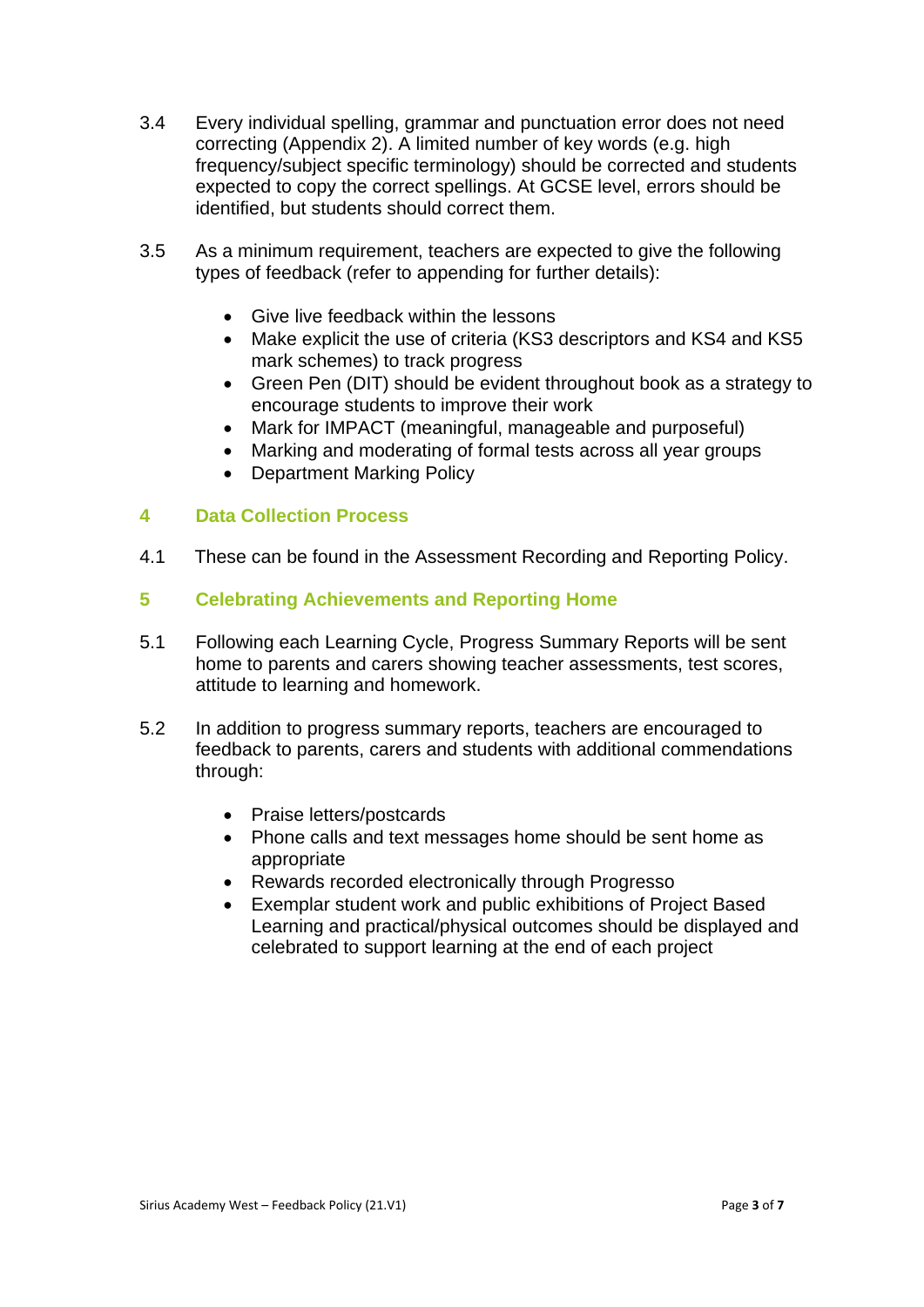3.4 Every individual spelling, grammar and punctuation error does not need correcting (Appendix 2). A limited number of key words (e.g. high frequency/subject specific terminology) should be corrected and students expected to copy the correct spellings. At GCSE level, errors should be identified, but students should correct them.

3.5 As a minimum requirement, teachers are expected to give the following types of feedback (refer to appending for further details):

- Give live feedback within the lessons
- Make explicit the use of criteria (KS3 descriptors and KS4 and KS5 mark schemes) to track progress
- Green Pen (DIT) should be evident throughout book as a strategy to encourage students to improve their work
- Mark for IMPACT (meaningful, manageable and purposeful)
- Marking and moderating of formal tests across all year groups
- Department Marking Policy

## 4 Data Collection Process

4.1 These can be found in the Assessment Recording and Reporting Policy.

## 5 Celebrating Achievements and Reporting Home

5.1 Following each Learning Cycle, Progress Summary Reports will be sent home to parents and carers showing teacher assessments, test scores, attitude to learning and homework.

5.2 In addition to progress summary reports, teachers are encouraged to feedback to parents, carers and students with additional commendations through:

- Praise letters/postcards
- Phone calls and text messages home should be sent home as appropriate
- Rewards recorded electronically through Progresso
- Exemplar student work and public exhibitions of Project Based Learning and practical/physical outcomes should be displayed and celebrated to support learning at the end of each project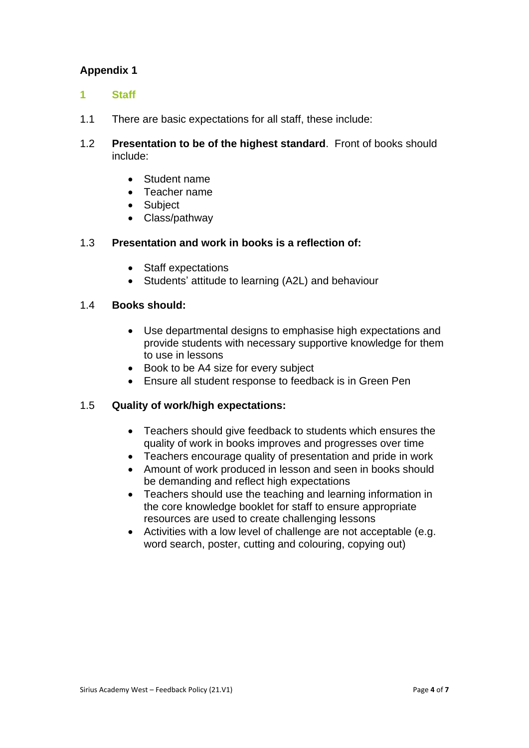# Appendix 1

## 1 Staff

1.1 There are basic expectations for all staff, these include:

1.2 **Presentation to be of the highest standard**. Front of books should include:

- Student name
- Teacher name
- Subject
- Class/pathway

1.3 **Presentation and work in books is a reflection of:**

- Staff expectations
- Students' attitude to learning (A2L) and behaviour

1.4 **Books should:**

- Use departmental designs to emphasise high expectations and provide students with necessary supportive knowledge for them to use in lessons
- Book to be A4 size for every subject
- Ensure all student response to feedback is in Green Pen

1.5 **Quality of work/high expectations:**

- Teachers should give feedback to students which ensures the quality of work in books improves and progresses over time
- Teachers encourage quality of presentation and pride in work
- Amount of work produced in lesson and seen in books should be demanding and reflect high expectations
- Teachers should use the teaching and learning information in the core knowledge booklet for staff to ensure appropriate resources are used to create challenging lessons
- Activities with a low level of challenge are not acceptable (e.g. word search, poster, cutting and colouring, copying out)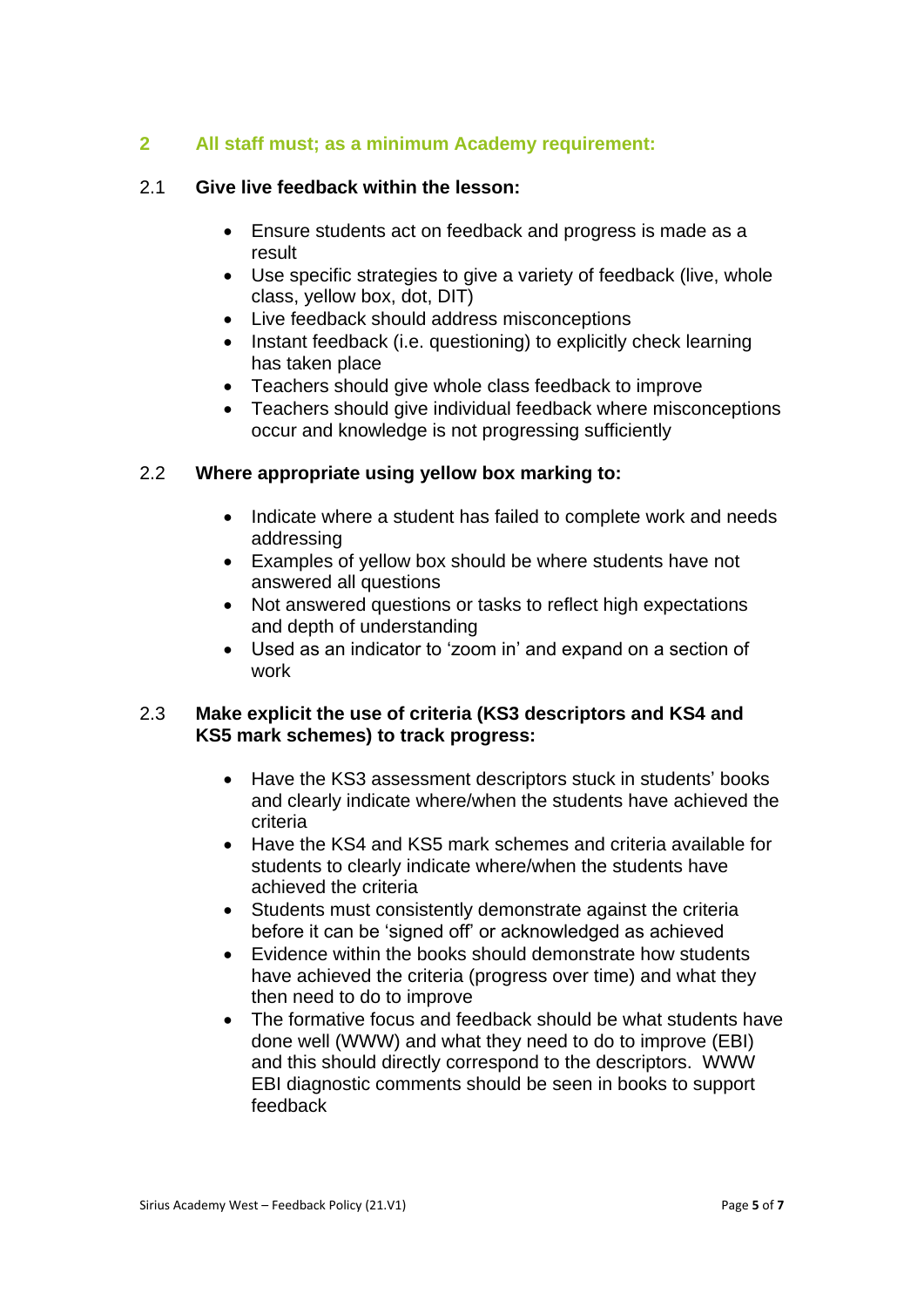## 2 All staff must; as a minimum Academy requirement:

### 2.1 Give live feedback within the lesson:

- Ensure students act on feedback and progress is made as a result
- Use specific strategies to give a variety of feedback (live, whole class, yellow box, dot, DIT)
- Live feedback should address misconceptions
- Instant feedback (i.e. questioning) to explicitly check learning has taken place
- Teachers should give whole class feedback to improve
- Teachers should give individual feedback where misconceptions occur and knowledge is not progressing sufficiently

### 2.2 Where appropriate using yellow box marking to:

- Indicate where a student has failed to complete work and needs addressing
- Examples of yellow box should be where students have not answered all questions
- Not answered questions or tasks to reflect high expectations and depth of understanding
- Used as an indicator to 'zoom in' and expand on a section of work

### 2.3 Make explicit the use of criteria (KS3 descriptors and KS4 and KS5 mark schemes) to track progress:

- Have the KS3 assessment descriptors stuck in students' books and clearly indicate where/when the students have achieved the criteria
- Have the KS4 and KS5 mark schemes and criteria available for students to clearly indicate where/when the students have achieved the criteria
- Students must consistently demonstrate against the criteria before it can be 'signed off' or acknowledged as achieved
- Evidence within the books should demonstrate how students have achieved the criteria (progress over time) and what they then need to do to improve
- The formative focus and feedback should be what students have done well (WWW) and what they need to do to improve (EBI) and this should directly correspond to the descriptors. WWW EBI diagnostic comments should be seen in books to support feedback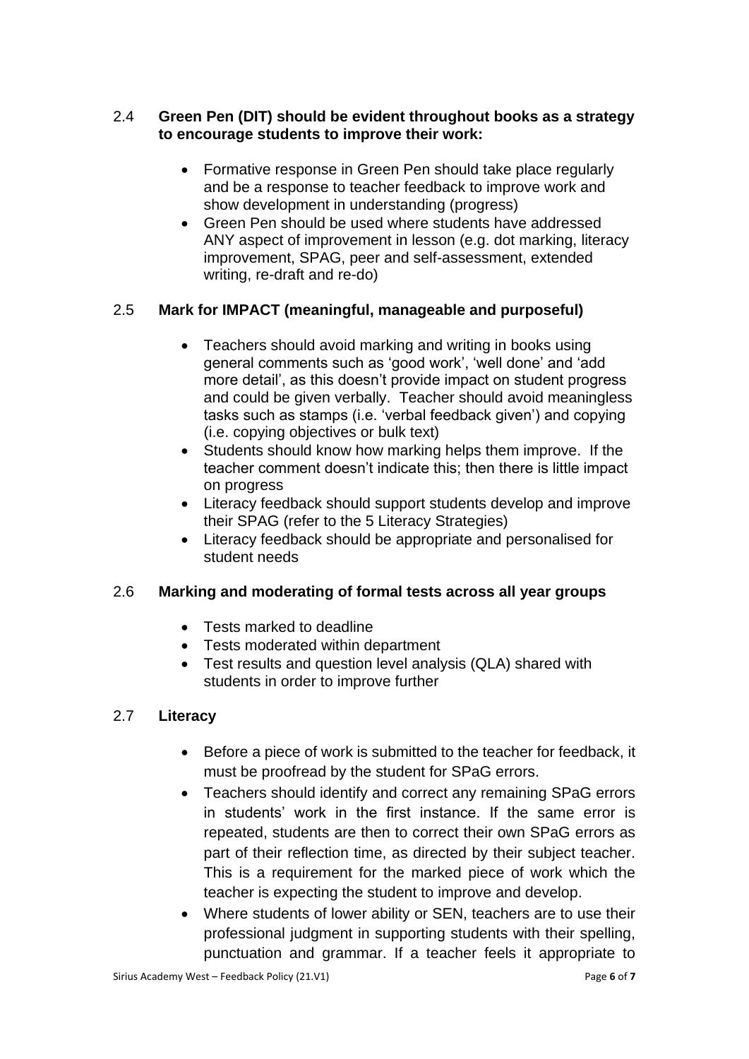2.4 **Green Pen (DIT) should be evident throughout books as a strategy to encourage students to improve their work:**

- Formative response in Green Pen should take place regularly and be a response to teacher feedback to improve work and show development in understanding (progress)
- Green Pen should be used where students have addressed ANY aspect of improvement in lesson (e.g. dot marking, literacy improvement, SPAG, peer and self-assessment, extended writing, re-draft and re-do)

2.5 **Mark for IMPACT (meaningful, manageable and purposeful)**

- Teachers should avoid marking and writing in books using general comments such as 'good work', 'well done' and 'add more detail', as this doesn't provide impact on student progress and could be given verbally. Teacher should avoid meaningless tasks such as stamps (i.e. 'verbal feedback given') and copying (i.e. copying objectives or bulk text)
- Students should know how marking helps them improve. If the teacher comment doesn't indicate this; then there is little impact on progress
- Literacy feedback should support students develop and improve their SPAG (refer to the 5 Literacy Strategies)
- Literacy feedback should be appropriate and personalised for student needs

2.6 **Marking and moderating of formal tests across all year groups**

- Tests marked to deadline
- Tests moderated within department
- Test results and question level analysis (QLA) shared with students in order to improve further

2.7 **Literacy**

- Before a piece of work is submitted to the teacher for feedback, it must be proofread by the student for SPaG errors.
- Teachers should identify and correct any remaining SPaG errors in students' work in the first instance. If the same error is repeated, students are then to correct their own SPaG errors as part of their reflection time, as directed by their subject teacher. This is a requirement for the marked piece of work which the teacher is expecting the student to improve and develop.
- Where students of lower ability or SEN, teachers are to use their professional judgment in supporting students with their spelling, punctuation and grammar. If a teacher feels it appropriate to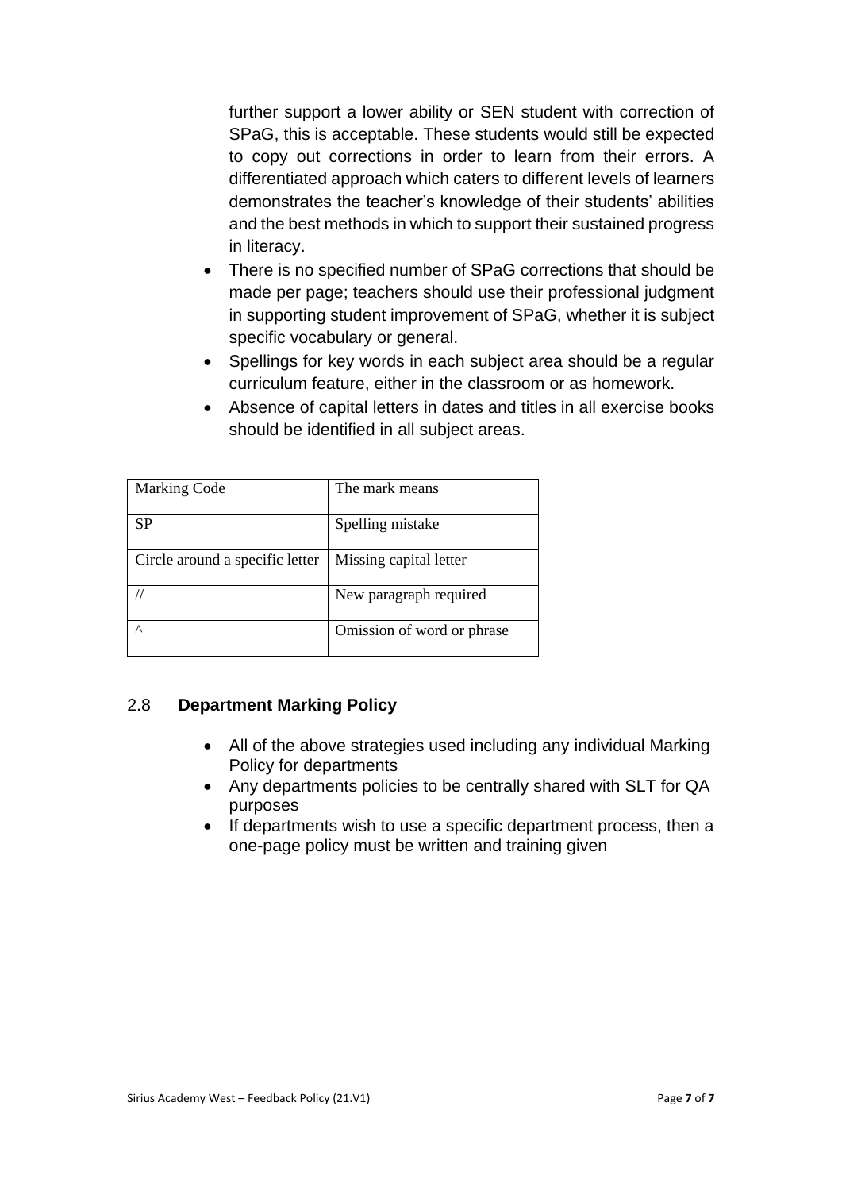further support a lower ability or SEN student with correction of SPaG, this is acceptable. These students would still be expected to copy out corrections in order to learn from their errors. A differentiated approach which caters to different levels of learners demonstrates the teacher's knowledge of their students' abilities and the best methods in which to support their sustained progress in literacy.

- There is no specified number of SPaG corrections that should be made per page; teachers should use their professional judgment in supporting student improvement of SPaG, whether it is subject specific vocabulary or general.
- Spellings for key words in each subject area should be a regular curriculum feature, either in the classroom or as homework.
- Absence of capital letters in dates and titles in all exercise books should be identified in all subject areas.

| Marking Code | The mark means |
|---|---|
| SP | Spelling mistake |
| Circle around a specific letter | Missing capital letter |
| // | New paragraph required |
| ^ | Omission of word or phrase |

## 2.8 **Department Marking Policy**

- All of the above strategies used including any individual Marking Policy for departments
- Any departments policies to be centrally shared with SLT for QA purposes
- If departments wish to use a specific department process, then a one-page policy must be written and training given